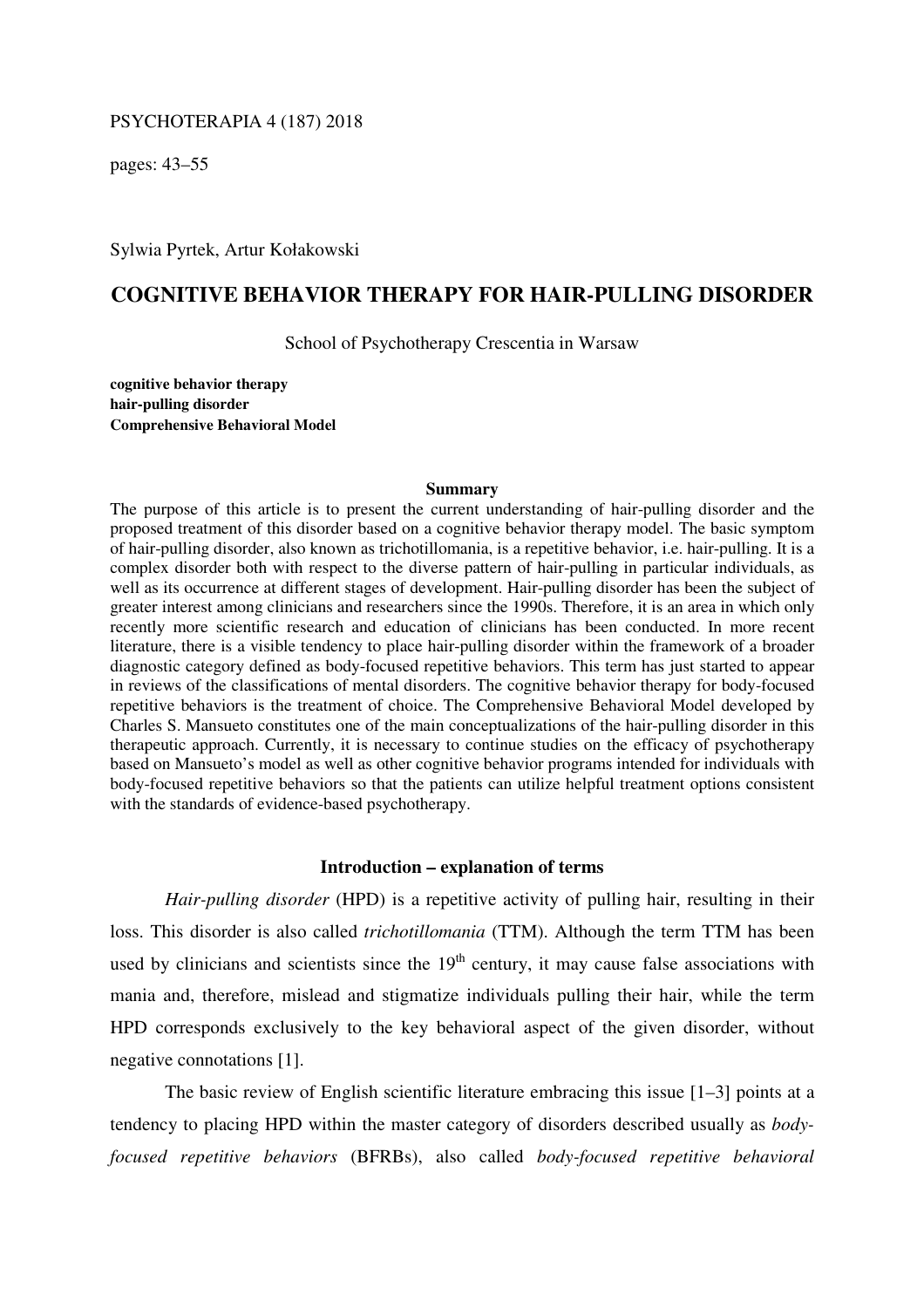PSYCHOTERAPIA 4 (187) 2018

pages: 43–55

Sylwia Pyrtek, Artur Kołakowski

# COGNITIVE BEHAVIOR THERAPY FOR HAIR-PULLING DISORDER

School of Psychotherapy Crescentia in Warsaw

**cognitive behavior therapy**
**hair-pulling disorder**
**Comprehensive Behavioral Model**

### Summary

The purpose of this article is to present the current understanding of hair-pulling disorder and the proposed treatment of this disorder based on a cognitive behavior therapy model. The basic symptom of hair-pulling disorder, also known as trichotillomania, is a repetitive behavior, i.e. hair-pulling. It is a complex disorder both with respect to the diverse pattern of hair-pulling in particular individuals, as well as its occurrence at different stages of development. Hair-pulling disorder has been the subject of greater interest among clinicians and researchers since the 1990s. Therefore, it is an area in which only recently more scientific research and education of clinicians has been conducted. In more recent literature, there is a visible tendency to place hair-pulling disorder within the framework of a broader diagnostic category defined as body-focused repetitive behaviors. This term has just started to appear in reviews of the classifications of mental disorders. The cognitive behavior therapy for body-focused repetitive behaviors is the treatment of choice. The Comprehensive Behavioral Model developed by Charles S. Mansueto constitutes one of the main conceptualizations of the hair-pulling disorder in this therapeutic approach. Currently, it is necessary to continue studies on the efficacy of psychotherapy based on Mansueto's model as well as other cognitive behavior programs intended for individuals with body-focused repetitive behaviors so that the patients can utilize helpful treatment options consistent with the standards of evidence-based psychotherapy.

### Introduction – explanation of terms

*Hair-pulling disorder* (HPD) is a repetitive activity of pulling hair, resulting in their loss. This disorder is also called *trichotillomania* (TTM). Although the term TTM has been used by clinicians and scientists since the 19$^{th}$ century, it may cause false associations with mania and, therefore, mislead and stigmatize individuals pulling their hair, while the term HPD corresponds exclusively to the key behavioral aspect of the given disorder, without negative connotations [1].

The basic review of English scientific literature embracing this issue [1–3] points at a tendency to placing HPD within the master category of disorders described usually as *body-focused repetitive behaviors* (BFRBs), also called *body-focused repetitive behavioral*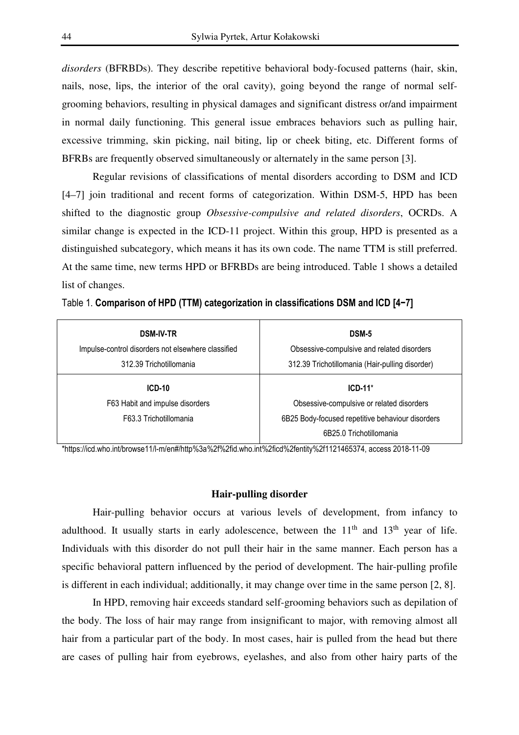*disorders* (BFRBDs). They describe repetitive behavioral body-focused patterns (hair, skin, nails, nose, lips, the interior of the oral cavity), going beyond the range of normal self-grooming behaviors, resulting in physical damages and significant distress or/and impairment in normal daily functioning. This general issue embraces behaviors such as pulling hair, excessive trimming, skin picking, nail biting, lip or cheek biting, etc. Different forms of BFRBs are frequently observed simultaneously or alternately in the same person [3].

Regular revisions of classifications of mental disorders according to DSM and ICD [4–7] join traditional and recent forms of categorization. Within DSM-5, HPD has been shifted to the diagnostic group *Obsessive-compulsive and related disorders*, OCRDs. A similar change is expected in the ICD-11 project. Within this group, HPD is presented as a distinguished subcategory, which means it has its own code. The name TTM is still preferred. At the same time, new terms HPD or BFRBDs are being introduced. Table 1 shows a detailed list of changes.

Table 1. **Comparison of HPD (TTM) categorization in classifications DSM and ICD [4−7]**

| DSM-IV-TR | DSM-5 |
|---|---|
| Impulse-control disorders not elsewhere classified<br>312.39 Trichotillomania | Obsessive-compulsive and related disorders<br>312.39 Trichotillomania (Hair-pulling disorder) |
| **ICD-10** | **ICD-11*** |
| F63 Habit and impulse disorders<br>F63.3 Trichotillomania | Obsessive-compulsive or related disorders<br>6B25 Body-focused repetitive behaviour disorders<br>6B25.0 Trichotillomania |

*https://icd.who.int/browse11/l-m/en#/http%3a%2f%2fid.who.int%2ficd%2fentity%2f1121465374, access 2018-11-09

## Hair-pulling disorder

Hair-pulling behavior occurs at various levels of development, from infancy to adulthood. It usually starts in early adolescence, between the 11th and 13th year of life. Individuals with this disorder do not pull their hair in the same manner. Each person has a specific behavioral pattern influenced by the period of development. The hair-pulling profile is different in each individual; additionally, it may change over time in the same person [2, 8].

In HPD, removing hair exceeds standard self-grooming behaviors such as depilation of the body. The loss of hair may range from insignificant to major, with removing almost all hair from a particular part of the body. In most cases, hair is pulled from the head but there are cases of pulling hair from eyebrows, eyelashes, and also from other hairy parts of the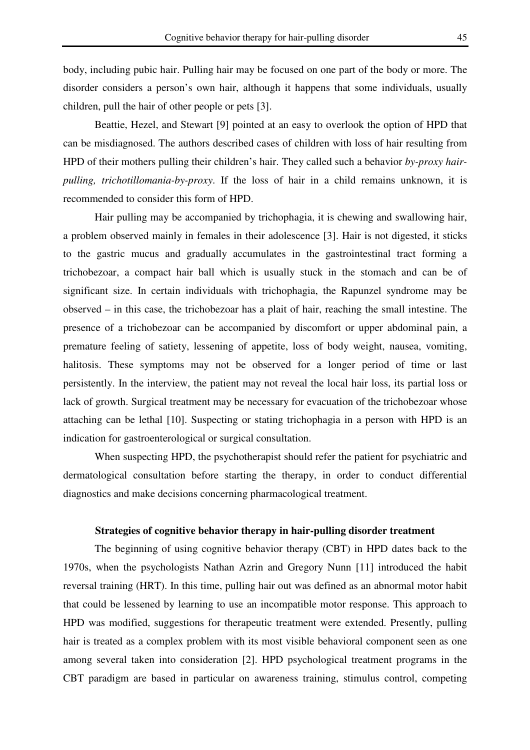body, including pubic hair. Pulling hair may be focused on one part of the body or more. The disorder considers a person's own hair, although it happens that some individuals, usually children, pull the hair of other people or pets [3].

Beattie, Hezel, and Stewart [9] pointed at an easy to overlook the option of HPD that can be misdiagnosed. The authors described cases of children with loss of hair resulting from HPD of their mothers pulling their children's hair. They called such a behavior *by-proxy hair-pulling, trichotillomania-by-proxy*. If the loss of hair in a child remains unknown, it is recommended to consider this form of HPD.

Hair pulling may be accompanied by trichophagia, it is chewing and swallowing hair, a problem observed mainly in females in their adolescence [3]. Hair is not digested, it sticks to the gastric mucus and gradually accumulates in the gastrointestinal tract forming a trichobezoar, a compact hair ball which is usually stuck in the stomach and can be of significant size. In certain individuals with trichophagia, the Rapunzel syndrome may be observed – in this case, the trichobezoar has a plait of hair, reaching the small intestine. The presence of a trichobezoar can be accompanied by discomfort or upper abdominal pain, a premature feeling of satiety, lessening of appetite, loss of body weight, nausea, vomiting, halitosis. These symptoms may not be observed for a longer period of time or last persistently. In the interview, the patient may not reveal the local hair loss, its partial loss or lack of growth. Surgical treatment may be necessary for evacuation of the trichobezoar whose attaching can be lethal [10]. Suspecting or stating trichophagia in a person with HPD is an indication for gastroenterological or surgical consultation.

When suspecting HPD, the psychotherapist should refer the patient for psychiatric and dermatological consultation before starting the therapy, in order to conduct differential diagnostics and make decisions concerning pharmacological treatment.

## Strategies of cognitive behavior therapy in hair-pulling disorder treatment

The beginning of using cognitive behavior therapy (CBT) in HPD dates back to the 1970s, when the psychologists Nathan Azrin and Gregory Nunn [11] introduced the habit reversal training (HRT). In this time, pulling hair out was defined as an abnormal motor habit that could be lessened by learning to use an incompatible motor response. This approach to HPD was modified, suggestions for therapeutic treatment were extended. Presently, pulling hair is treated as a complex problem with its most visible behavioral component seen as one among several taken into consideration [2]. HPD psychological treatment programs in the CBT paradigm are based in particular on awareness training, stimulus control, competing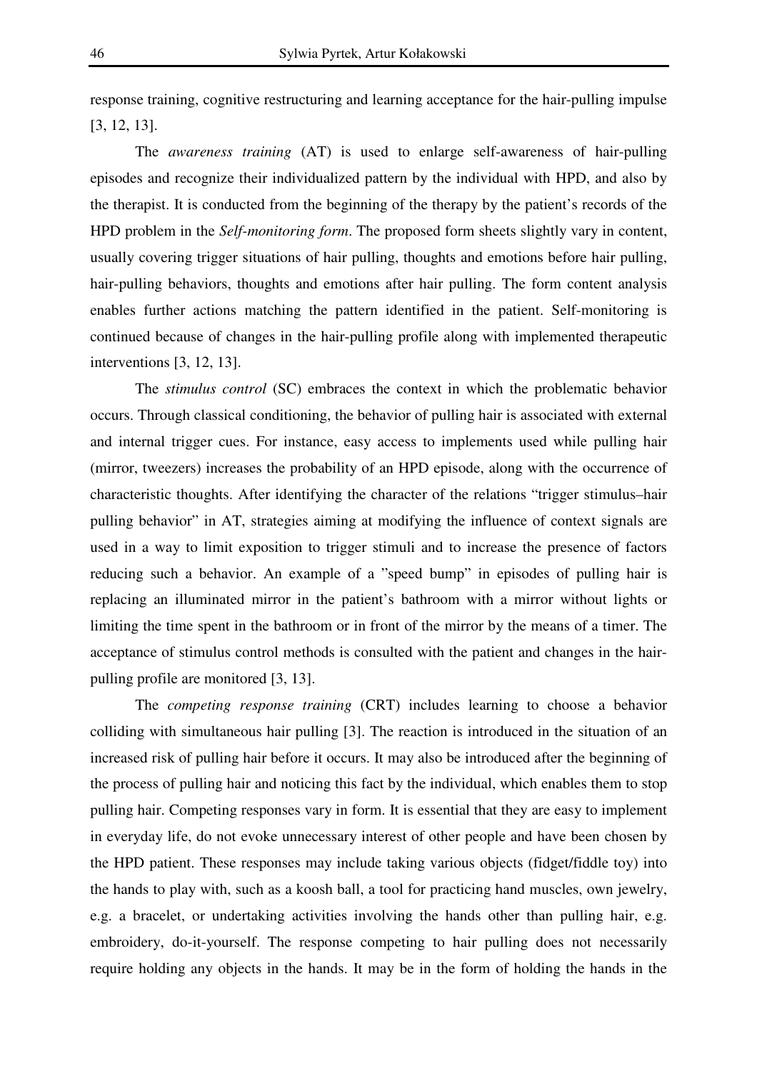response training, cognitive restructuring and learning acceptance for the hair-pulling impulse [3, 12, 13].

The *awareness training* (AT) is used to enlarge self-awareness of hair-pulling episodes and recognize their individualized pattern by the individual with HPD, and also by the therapist. It is conducted from the beginning of the therapy by the patient's records of the HPD problem in the *Self-monitoring form*. The proposed form sheets slightly vary in content, usually covering trigger situations of hair pulling, thoughts and emotions before hair pulling, hair-pulling behaviors, thoughts and emotions after hair pulling. The form content analysis enables further actions matching the pattern identified in the patient. Self-monitoring is continued because of changes in the hair-pulling profile along with implemented therapeutic interventions [3, 12, 13].

The *stimulus control* (SC) embraces the context in which the problematic behavior occurs. Through classical conditioning, the behavior of pulling hair is associated with external and internal trigger cues. For instance, easy access to implements used while pulling hair (mirror, tweezers) increases the probability of an HPD episode, along with the occurrence of characteristic thoughts. After identifying the character of the relations "trigger stimulus–hair pulling behavior" in AT, strategies aiming at modifying the influence of context signals are used in a way to limit exposition to trigger stimuli and to increase the presence of factors reducing such a behavior. An example of a "speed bump" in episodes of pulling hair is replacing an illuminated mirror in the patient's bathroom with a mirror without lights or limiting the time spent in the bathroom or in front of the mirror by the means of a timer. The acceptance of stimulus control methods is consulted with the patient and changes in the hair-pulling profile are monitored [3, 13].

The *competing response training* (CRT) includes learning to choose a behavior colliding with simultaneous hair pulling [3]. The reaction is introduced in the situation of an increased risk of pulling hair before it occurs. It may also be introduced after the beginning of the process of pulling hair and noticing this fact by the individual, which enables them to stop pulling hair. Competing responses vary in form. It is essential that they are easy to implement in everyday life, do not evoke unnecessary interest of other people and have been chosen by the HPD patient. These responses may include taking various objects (fidget/fiddle toy) into the hands to play with, such as a koosh ball, a tool for practicing hand muscles, own jewelry, e.g. a bracelet, or undertaking activities involving the hands other than pulling hair, e.g. embroidery, do-it-yourself. The response competing to hair pulling does not necessarily require holding any objects in the hands. It may be in the form of holding the hands in the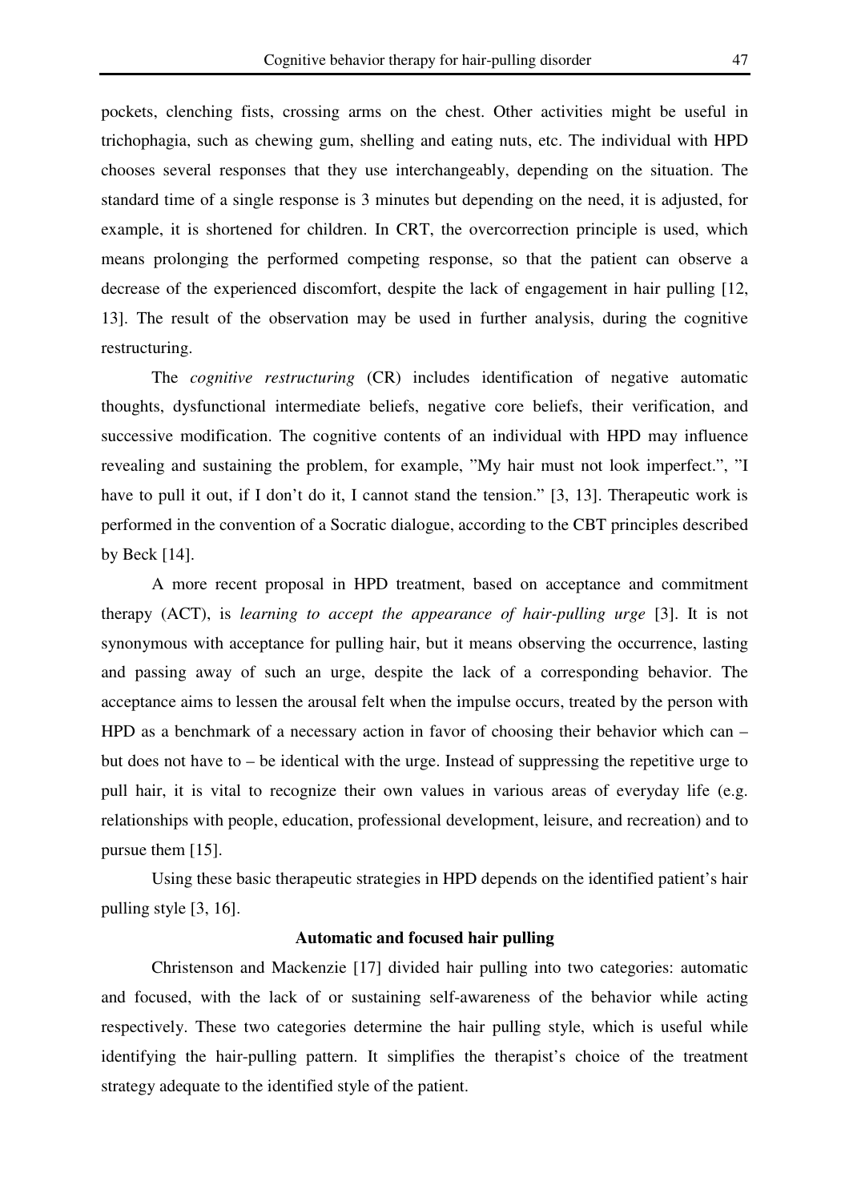pockets, clenching fists, crossing arms on the chest. Other activities might be useful in trichophagia, such as chewing gum, shelling and eating nuts, etc. The individual with HPD chooses several responses that they use interchangeably, depending on the situation. The standard time of a single response is 3 minutes but depending on the need, it is adjusted, for example, it is shortened for children. In CRT, the overcorrection principle is used, which means prolonging the performed competing response, so that the patient can observe a decrease of the experienced discomfort, despite the lack of engagement in hair pulling [12, 13]. The result of the observation may be used in further analysis, during the cognitive restructuring.

The *cognitive restructuring* (CR) includes identification of negative automatic thoughts, dysfunctional intermediate beliefs, negative core beliefs, their verification, and successive modification. The cognitive contents of an individual with HPD may influence revealing and sustaining the problem, for example, ”My hair must not look imperfect.”, ”I have to pull it out, if I don’t do it, I cannot stand the tension.” [3, 13]. Therapeutic work is performed in the convention of a Socratic dialogue, according to the CBT principles described by Beck [14].

A more recent proposal in HPD treatment, based on acceptance and commitment therapy (ACT), is *learning to accept the appearance of hair-pulling urge* [3]. It is not synonymous with acceptance for pulling hair, but it means observing the occurrence, lasting and passing away of such an urge, despite the lack of a corresponding behavior. The acceptance aims to lessen the arousal felt when the impulse occurs, treated by the person with HPD as a benchmark of a necessary action in favor of choosing their behavior which can – but does not have to – be identical with the urge. Instead of suppressing the repetitive urge to pull hair, it is vital to recognize their own values in various areas of everyday life (e.g. relationships with people, education, professional development, leisure, and recreation) and to pursue them [15].

Using these basic therapeutic strategies in HPD depends on the identified patient’s hair pulling style [3, 16].

## Automatic and focused hair pulling

Christenson and Mackenzie [17] divided hair pulling into two categories: automatic and focused, with the lack of or sustaining self-awareness of the behavior while acting respectively. These two categories determine the hair pulling style, which is useful while identifying the hair-pulling pattern. It simplifies the therapist’s choice of the treatment strategy adequate to the identified style of the patient.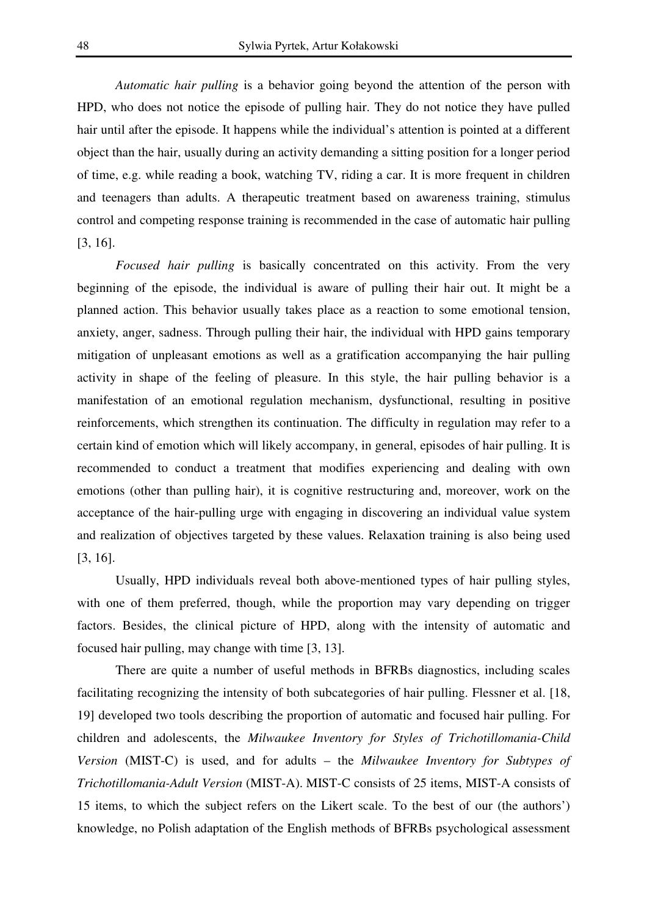*Automatic hair pulling* is a behavior going beyond the attention of the person with HPD, who does not notice the episode of pulling hair. They do not notice they have pulled hair until after the episode. It happens while the individual's attention is pointed at a different object than the hair, usually during an activity demanding a sitting position for a longer period of time, e.g. while reading a book, watching TV, riding a car. It is more frequent in children and teenagers than adults. A therapeutic treatment based on awareness training, stimulus control and competing response training is recommended in the case of automatic hair pulling [3, 16].

*Focused hair pulling* is basically concentrated on this activity. From the very beginning of the episode, the individual is aware of pulling their hair out. It might be a planned action. This behavior usually takes place as a reaction to some emotional tension, anxiety, anger, sadness. Through pulling their hair, the individual with HPD gains temporary mitigation of unpleasant emotions as well as a gratification accompanying the hair pulling activity in shape of the feeling of pleasure. In this style, the hair pulling behavior is a manifestation of an emotional regulation mechanism, dysfunctional, resulting in positive reinforcements, which strengthen its continuation. The difficulty in regulation may refer to a certain kind of emotion which will likely accompany, in general, episodes of hair pulling. It is recommended to conduct a treatment that modifies experiencing and dealing with own emotions (other than pulling hair), it is cognitive restructuring and, moreover, work on the acceptance of the hair-pulling urge with engaging in discovering an individual value system and realization of objectives targeted by these values. Relaxation training is also being used [3, 16].

Usually, HPD individuals reveal both above-mentioned types of hair pulling styles, with one of them preferred, though, while the proportion may vary depending on trigger factors. Besides, the clinical picture of HPD, along with the intensity of automatic and focused hair pulling, may change with time [3, 13].

There are quite a number of useful methods in BFRBs diagnostics, including scales facilitating recognizing the intensity of both subcategories of hair pulling. Flessner et al. [18, 19] developed two tools describing the proportion of automatic and focused hair pulling. For children and adolescents, the *Milwaukee Inventory for Styles of Trichotillomania-Child Version* (MIST-C) is used, and for adults – the *Milwaukee Inventory for Subtypes of Trichotillomania-Adult Version* (MIST-A). MIST-C consists of 25 items, MIST-A consists of 15 items, to which the subject refers on the Likert scale. To the best of our (the authors') knowledge, no Polish adaptation of the English methods of BFRBs psychological assessment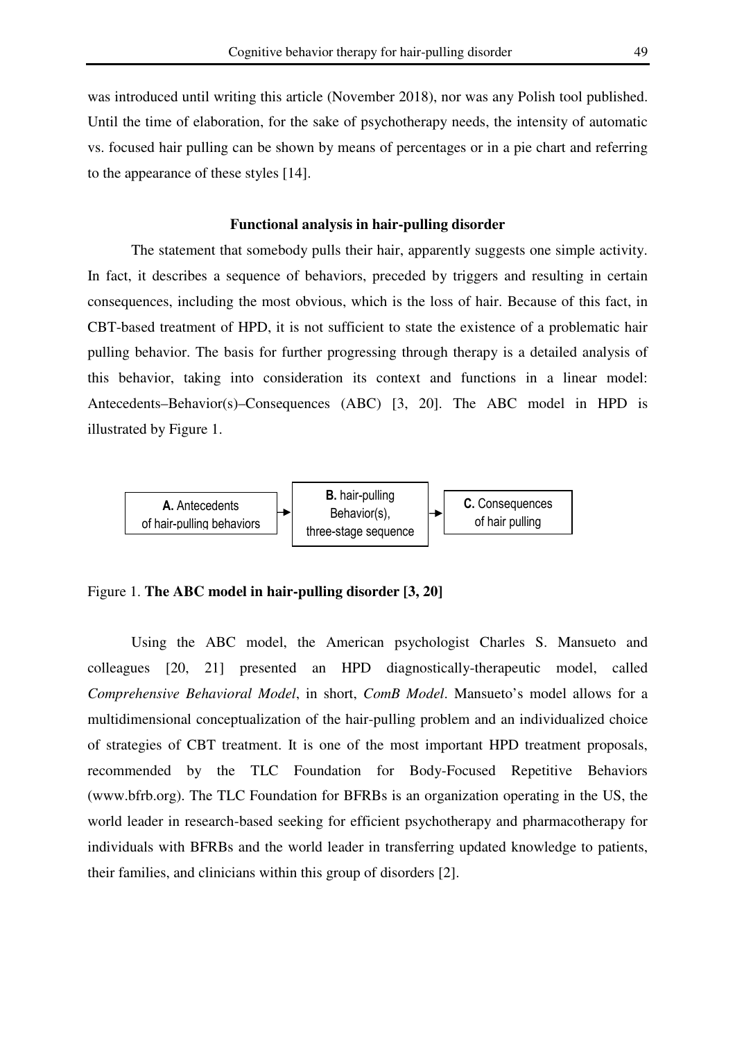was introduced until writing this article (November 2018), nor was any Polish tool published. Until the time of elaboration, for the sake of psychotherapy needs, the intensity of automatic vs. focused hair pulling can be shown by means of percentages or in a pie chart and referring to the appearance of these styles [14].

## Functional analysis in hair-pulling disorder

The statement that somebody pulls their hair, apparently suggests one simple activity. In fact, it describes a sequence of behaviors, preceded by triggers and resulting in certain consequences, including the most obvious, which is the loss of hair. Because of this fact, in CBT-based treatment of HPD, it is not sufficient to state the existence of a problematic hair pulling behavior. The basis for further progressing through therapy is a detailed analysis of this behavior, taking into consideration its context and functions in a linear model: Antecedents–Behavior(s)–Consequences (ABC) [3, 20]. The ABC model in HPD is illustrated by Figure 1.

**A.** Antecedents of hair-pulling behaviors → **B.** hair-pulling Behavior(s), three-stage sequence → **C.** Consequences of hair pulling

Figure 1. **The ABC model in hair-pulling disorder [3, 20]**

Using the ABC model, the American psychologist Charles S. Mansueto and colleagues [20, 21] presented an HPD diagnostically-therapeutic model, called *Comprehensive Behavioral Model*, in short, *ComB Model*. Mansueto's model allows for a multidimensional conceptualization of the hair-pulling problem and an individualized choice of strategies of CBT treatment. It is one of the most important HPD treatment proposals, recommended by the TLC Foundation for Body-Focused Repetitive Behaviors (www.bfrb.org). The TLC Foundation for BFRBs is an organization operating in the US, the world leader in research-based seeking for efficient psychotherapy and pharmacotherapy for individuals with BFRBs and the world leader in transferring updated knowledge to patients, their families, and clinicians within this group of disorders [2].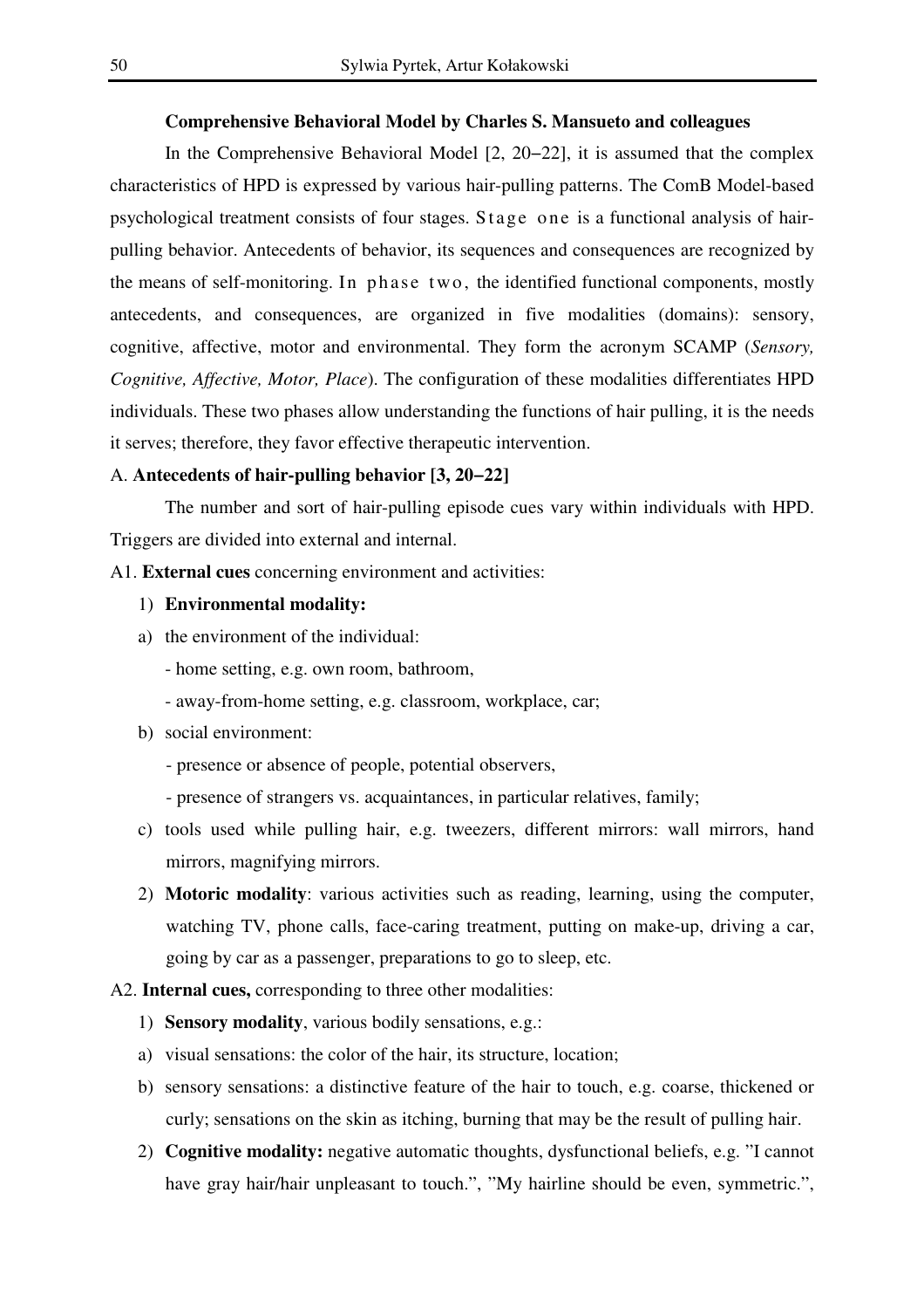**Comprehensive Behavioral Model by Charles S. Mansueto and colleagues**

In the Comprehensive Behavioral Model [2, 20–22], it is assumed that the complex characteristics of HPD is expressed by various hair-pulling patterns. The ComB Model-based psychological treatment consists of four stages. Stage one is a functional analysis of hair-pulling behavior. Antecedents of behavior, its sequences and consequences are recognized by the means of self-monitoring. In phase two, the identified functional components, mostly antecedents, and consequences, are organized in five modalities (domains): sensory, cognitive, affective, motor and environmental. They form the acronym SCAMP (*Sensory, Cognitive, Affective, Motor, Place*). The configuration of these modalities differentiates HPD individuals. These two phases allow understanding the functions of hair pulling, it is the needs it serves; therefore, they favor effective therapeutic intervention.

A. **Antecedents of hair-pulling behavior [3, 20–22]**

The number and sort of hair-pulling episode cues vary within individuals with HPD. Triggers are divided into external and internal.

A1. **External cues** concerning environment and activities:

1) **Environmental modality:**

a) the environment of the individual:
   - home setting, e.g. own room, bathroom,
   - away-from-home setting, e.g. classroom, workplace, car;

b) social environment:
   - presence or absence of people, potential observers,
   - presence of strangers vs. acquaintances, in particular relatives, family;

c) tools used while pulling hair, e.g. tweezers, different mirrors: wall mirrors, hand mirrors, magnifying mirrors.

2) **Motoric modality**: various activities such as reading, learning, using the computer, watching TV, phone calls, face-caring treatment, putting on make-up, driving a car, going by car as a passenger, preparations to go to sleep, etc.

A2. **Internal cues,** corresponding to three other modalities:

1) **Sensory modality**, various bodily sensations, e.g.:

a) visual sensations: the color of the hair, its structure, location;

b) sensory sensations: a distinctive feature of the hair to touch, e.g. coarse, thickened or curly; sensations on the skin as itching, burning that may be the result of pulling hair.

2) **Cognitive modality:** negative automatic thoughts, dysfunctional beliefs, e.g. "I cannot have gray hair/hair unpleasant to touch.", "My hairline should be even, symmetric.",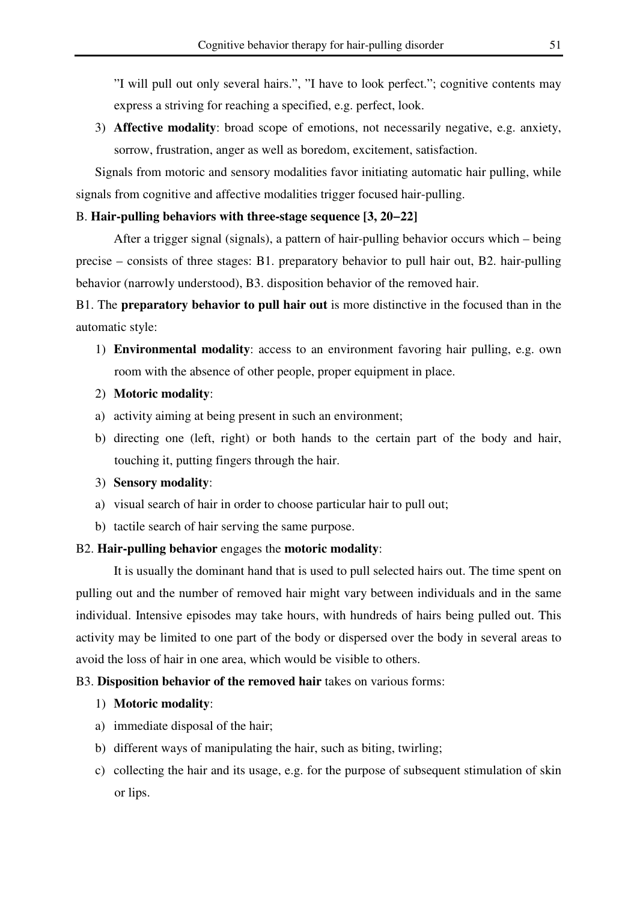"I will pull out only several hairs.", "I have to look perfect."; cognitive contents may express a striving for reaching a specified, e.g. perfect, look.

3) **Affective modality**: broad scope of emotions, not necessarily negative, e.g. anxiety, sorrow, frustration, anger as well as boredom, excitement, satisfaction.

Signals from motoric and sensory modalities favor initiating automatic hair pulling, while signals from cognitive and affective modalities trigger focused hair-pulling.

B. **Hair-pulling behaviors with three-stage sequence [3, 20–22]**

After a trigger signal (signals), a pattern of hair-pulling behavior occurs which – being precise – consists of three stages: B1. preparatory behavior to pull hair out, B2. hair-pulling behavior (narrowly understood), B3. disposition behavior of the removed hair.

B1. The **preparatory behavior to pull hair out** is more distinctive in the focused than in the automatic style:

1) **Environmental modality**: access to an environment favoring hair pulling, e.g. own room with the absence of other people, proper equipment in place.
2) **Motoric modality**:
   a) activity aiming at being present in such an environment;
   b) directing one (left, right) or both hands to the certain part of the body and hair, touching it, putting fingers through the hair.
3) **Sensory modality**:
   a) visual search of hair in order to choose particular hair to pull out;
   b) tactile search of hair serving the same purpose.

B2. **Hair-pulling behavior** engages the **motoric modality**:

It is usually the dominant hand that is used to pull selected hairs out. The time spent on pulling out and the number of removed hair might vary between individuals and in the same individual. Intensive episodes may take hours, with hundreds of hairs being pulled out. This activity may be limited to one part of the body or dispersed over the body in several areas to avoid the loss of hair in one area, which would be visible to others.

B3. **Disposition behavior of the removed hair** takes on various forms:

1) **Motoric modality**:
   a) immediate disposal of the hair;
   b) different ways of manipulating the hair, such as biting, twirling;
   c) collecting the hair and its usage, e.g. for the purpose of subsequent stimulation of skin or lips.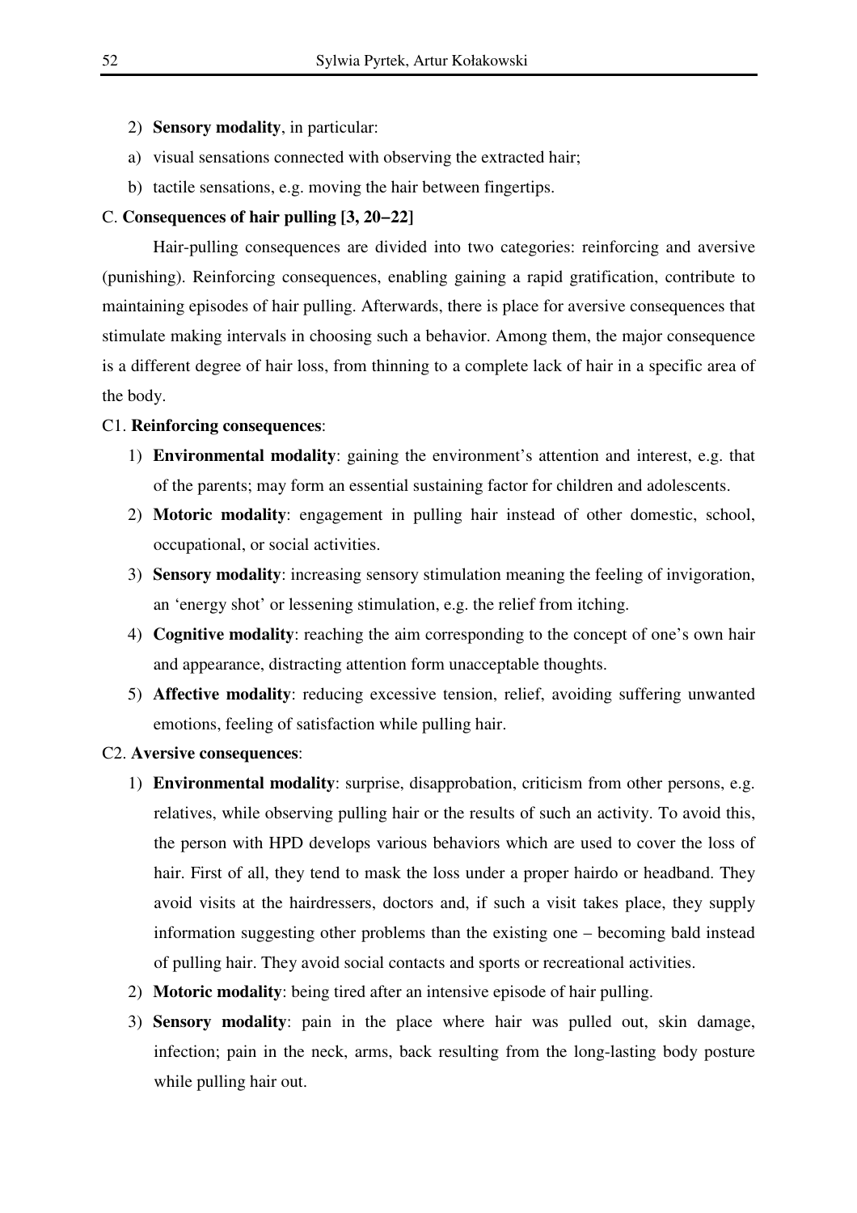2) **Sensory modality**, in particular:

a) visual sensations connected with observing the extracted hair;

b) tactile sensations, e.g. moving the hair between fingertips.

C. **Consequences of hair pulling [3, 20−22]**

Hair-pulling consequences are divided into two categories: reinforcing and aversive (punishing). Reinforcing consequences, enabling gaining a rapid gratification, contribute to maintaining episodes of hair pulling. Afterwards, there is place for aversive consequences that stimulate making intervals in choosing such a behavior. Among them, the major consequence is a different degree of hair loss, from thinning to a complete lack of hair in a specific area of the body.

C1. **Reinforcing consequences**:

1) **Environmental modality**: gaining the environment's attention and interest, e.g. that of the parents; may form an essential sustaining factor for children and adolescents.
2) **Motoric modality**: engagement in pulling hair instead of other domestic, school, occupational, or social activities.
3) **Sensory modality**: increasing sensory stimulation meaning the feeling of invigoration, an 'energy shot' or lessening stimulation, e.g. the relief from itching.
4) **Cognitive modality**: reaching the aim corresponding to the concept of one's own hair and appearance, distracting attention form unacceptable thoughts.
5) **Affective modality**: reducing excessive tension, relief, avoiding suffering unwanted emotions, feeling of satisfaction while pulling hair.

C2. **Aversive consequences**:

1) **Environmental modality**: surprise, disapprobation, criticism from other persons, e.g. relatives, while observing pulling hair or the results of such an activity. To avoid this, the person with HPD develops various behaviors which are used to cover the loss of hair. First of all, they tend to mask the loss under a proper hairdo or headband. They avoid visits at the hairdressers, doctors and, if such a visit takes place, they supply information suggesting other problems than the existing one – becoming bald instead of pulling hair. They avoid social contacts and sports or recreational activities.
2) **Motoric modality**: being tired after an intensive episode of hair pulling.
3) **Sensory modality**: pain in the place where hair was pulled out, skin damage, infection; pain in the neck, arms, back resulting from the long-lasting body posture while pulling hair out.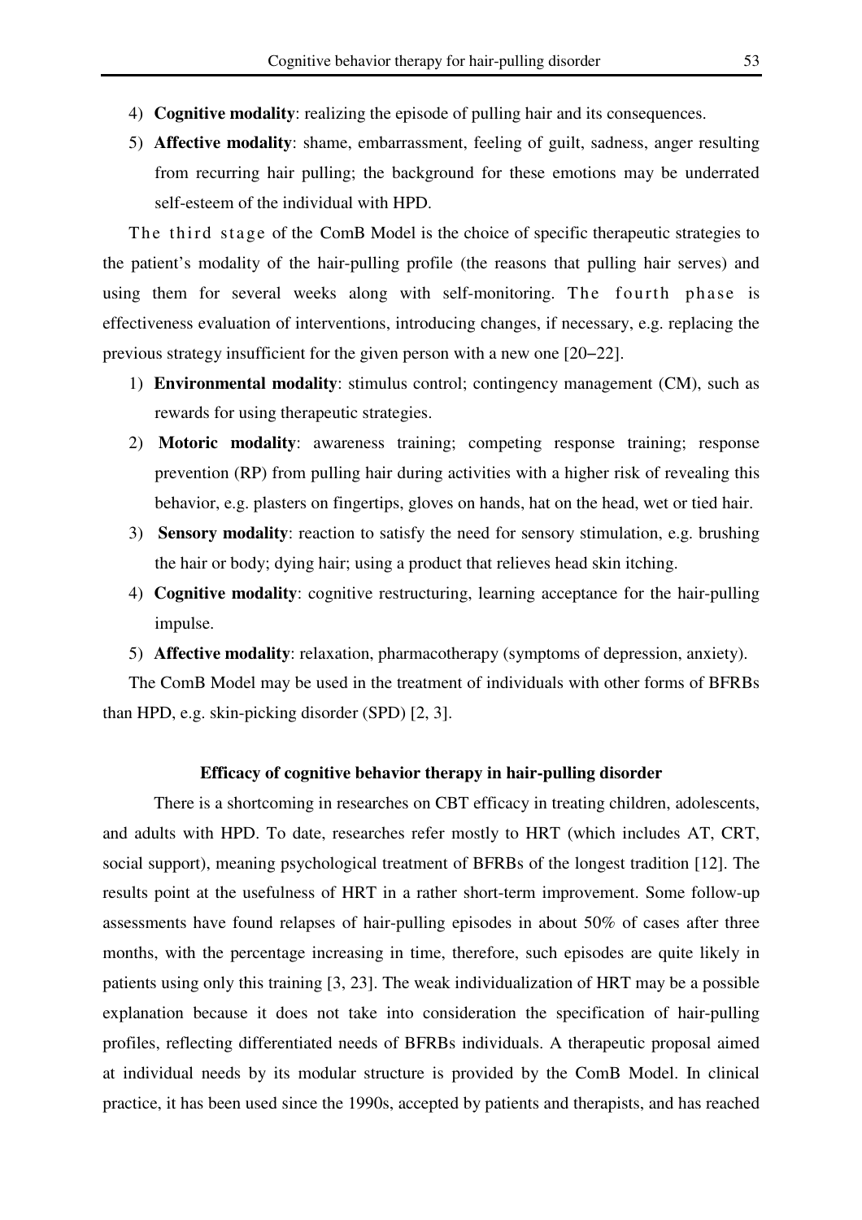4) **Cognitive modality**: realizing the episode of pulling hair and its consequences.
5) **Affective modality**: shame, embarrassment, feeling of guilt, sadness, anger resulting from recurring hair pulling; the background for these emotions may be underrated self-esteem of the individual with HPD.

The third stage of the ComB Model is the choice of specific therapeutic strategies to the patient's modality of the hair-pulling profile (the reasons that pulling hair serves) and using them for several weeks along with self-monitoring. The fourth phase is effectiveness evaluation of interventions, introducing changes, if necessary, e.g. replacing the previous strategy insufficient for the given person with a new one [20–22].

1) **Environmental modality**: stimulus control; contingency management (CM), such as rewards for using therapeutic strategies.
2) **Motoric modality**: awareness training; competing response training; response prevention (RP) from pulling hair during activities with a higher risk of revealing this behavior, e.g. plasters on fingertips, gloves on hands, hat on the head, wet or tied hair.
3) **Sensory modality**: reaction to satisfy the need for sensory stimulation, e.g. brushing the hair or body; dying hair; using a product that relieves head skin itching.
4) **Cognitive modality**: cognitive restructuring, learning acceptance for the hair-pulling impulse.
5) **Affective modality**: relaxation, pharmacotherapy (symptoms of depression, anxiety).

The ComB Model may be used in the treatment of individuals with other forms of BFRBs than HPD, e.g. skin-picking disorder (SPD) [2, 3].

### Efficacy of cognitive behavior therapy in hair-pulling disorder

There is a shortcoming in researches on CBT efficacy in treating children, adolescents, and adults with HPD. To date, researches refer mostly to HRT (which includes AT, CRT, social support), meaning psychological treatment of BFRBs of the longest tradition [12]. The results point at the usefulness of HRT in a rather short-term improvement. Some follow-up assessments have found relapses of hair-pulling episodes in about 50% of cases after three months, with the percentage increasing in time, therefore, such episodes are quite likely in patients using only this training [3, 23]. The weak individualization of HRT may be a possible explanation because it does not take into consideration the specification of hair-pulling profiles, reflecting differentiated needs of BFRBs individuals. A therapeutic proposal aimed at individual needs by its modular structure is provided by the ComB Model. In clinical practice, it has been used since the 1990s, accepted by patients and therapists, and has reached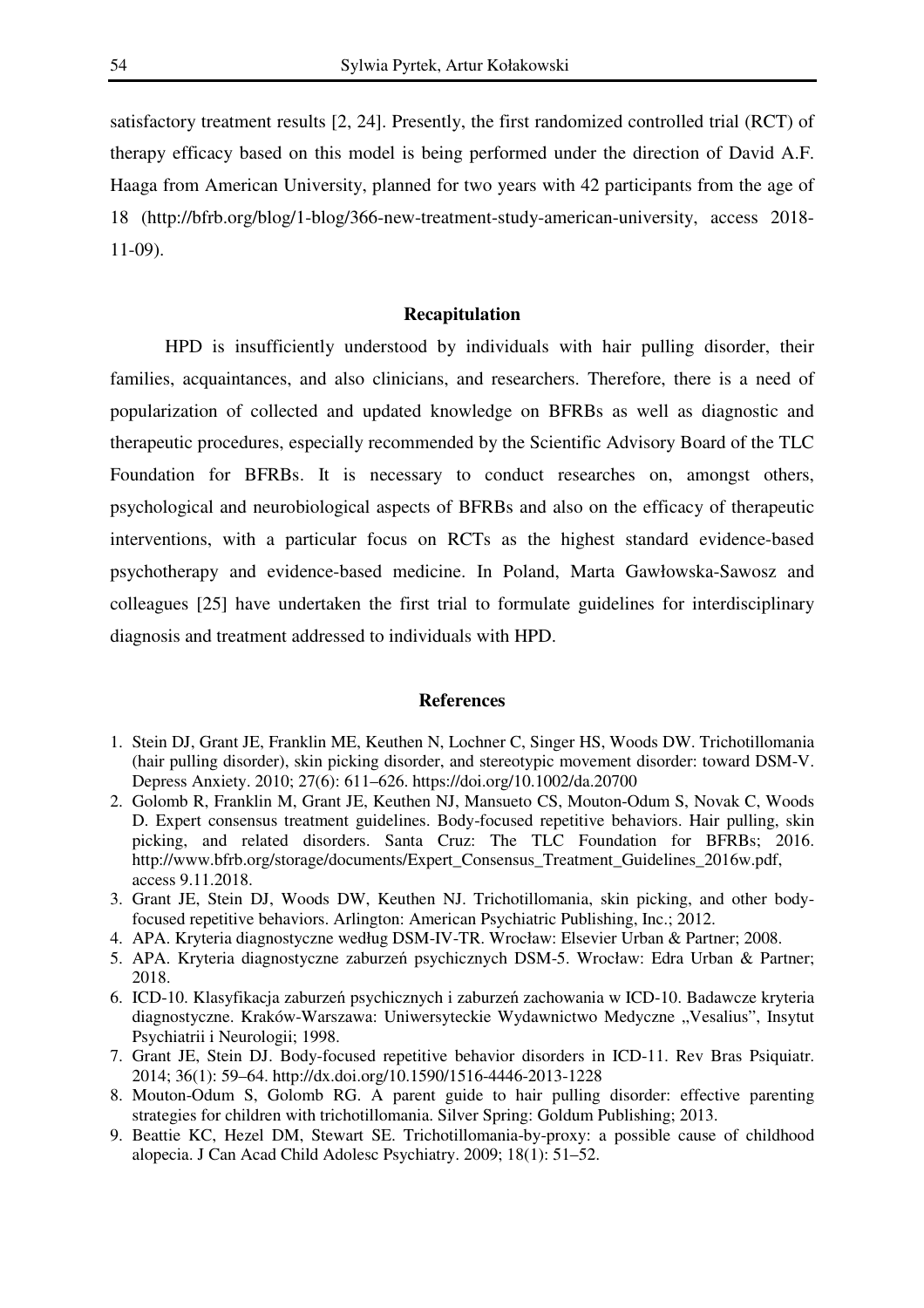satisfactory treatment results [2, 24]. Presently, the first randomized controlled trial (RCT) of therapy efficacy based on this model is being performed under the direction of David A.F. Haaga from American University, planned for two years with 42 participants from the age of 18 (http://bfrb.org/blog/1-blog/366-new-treatment-study-american-university, access 2018-11-09).

## Recapitulation

HPD is insufficiently understood by individuals with hair pulling disorder, their families, acquaintances, and also clinicians, and researchers. Therefore, there is a need of popularization of collected and updated knowledge on BFRBs as well as diagnostic and therapeutic procedures, especially recommended by the Scientific Advisory Board of the TLC Foundation for BFRBs. It is necessary to conduct researches on, amongst others, psychological and neurobiological aspects of BFRBs and also on the efficacy of therapeutic interventions, with a particular focus on RCTs as the highest standard evidence-based psychotherapy and evidence-based medicine. In Poland, Marta Gawłowska-Sawosz and colleagues [25] have undertaken the first trial to formulate guidelines for interdisciplinary diagnosis and treatment addressed to individuals with HPD.

## References

1. Stein DJ, Grant JE, Franklin ME, Keuthen N, Lochner C, Singer HS, Woods DW. Trichotillomania (hair pulling disorder), skin picking disorder, and stereotypic movement disorder: toward DSM-V. Depress Anxiety. 2010; 27(6): 611–626. https://doi.org/10.1002/da.20700
2. Golomb R, Franklin M, Grant JE, Keuthen NJ, Mansueto CS, Mouton-Odum S, Novak C, Woods D. Expert consensus treatment guidelines. Body-focused repetitive behaviors. Hair pulling, skin picking, and related disorders. Santa Cruz: The TLC Foundation for BFRBs; 2016. http://www.bfrb.org/storage/documents/Expert_Consensus_Treatment_Guidelines_2016w.pdf, access 9.11.2018.
3. Grant JE, Stein DJ, Woods DW, Keuthen NJ. Trichotillomania, skin picking, and other body-focused repetitive behaviors. Arlington: American Psychiatric Publishing, Inc.; 2012.
4. APA. Kryteria diagnostyczne według DSM-IV-TR. Wrocław: Elsevier Urban & Partner; 2008.
5. APA. Kryteria diagnostyczne zaburzeń psychicznych DSM-5. Wrocław: Edra Urban & Partner; 2018.
6. ICD-10. Klasyfikacja zaburzeń psychicznych i zaburzeń zachowania w ICD-10. Badawcze kryteria diagnostyczne. Kraków-Warszawa: Uniwersyteckie Wydawnictwo Medyczne „Vesalius", Insytut Psychiatrii i Neurologii; 1998.
7. Grant JE, Stein DJ. Body-focused repetitive behavior disorders in ICD-11. Rev Bras Psiquiatr. 2014; 36(1): 59–64. http://dx.doi.org/10.1590/1516-4446-2013-1228
8. Mouton-Odum S, Golomb RG. A parent guide to hair pulling disorder: effective parenting strategies for children with trichotillomania. Silver Spring: Goldum Publishing; 2013.
9. Beattie KC, Hezel DM, Stewart SE. Trichotillomania-by-proxy: a possible cause of childhood alopecia. J Can Acad Child Adolesc Psychiatry. 2009; 18(1): 51–52.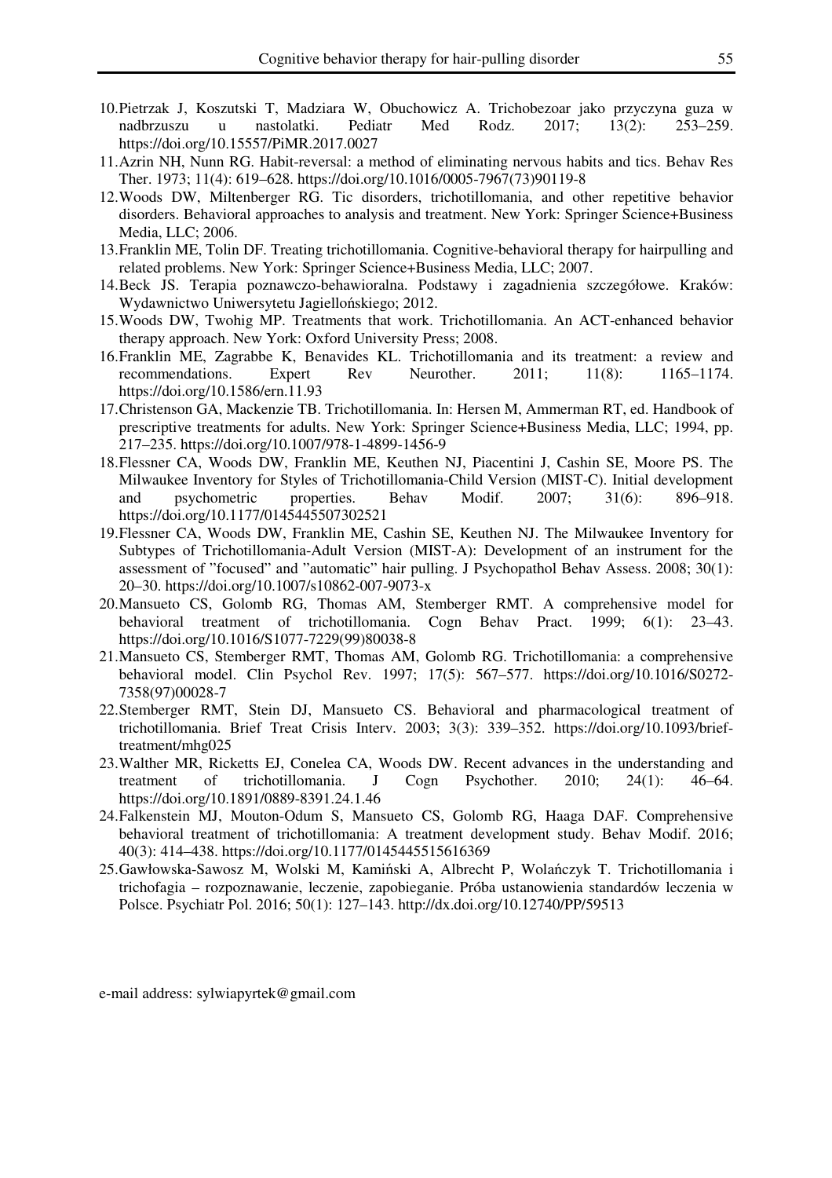10. Pietrzak J, Koszutski T, Madziara W, Obuchowicz A. Trichobezoar jako przyczyna guza w nadbrzuszu u nastolatki. Pediatr Med Rodz. 2017; 13(2): 253–259. https://doi.org/10.15557/PiMR.2017.0027
11. Azrin NH, Nunn RG. Habit-reversal: a method of eliminating nervous habits and tics. Behav Res Ther. 1973; 11(4): 619–628. https://doi.org/10.1016/0005-7967(73)90119-8
12. Woods DW, Miltenberger RG. Tic disorders, trichotillomania, and other repetitive behavior disorders. Behavioral approaches to analysis and treatment. New York: Springer Science+Business Media, LLC; 2006.
13. Franklin ME, Tolin DF. Treating trichotillomania. Cognitive-behavioral therapy for hairpulling and related problems. New York: Springer Science+Business Media, LLC; 2007.
14. Beck JS. Terapia poznawczo-behawioralna. Podstawy i zagadnienia szczegółowe. Kraków: Wydawnictwo Uniwersytetu Jagiellońskiego; 2012.
15. Woods DW, Twohig MP. Treatments that work. Trichotillomania. An ACT-enhanced behavior therapy approach. New York: Oxford University Press; 2008.
16. Franklin ME, Zagrabbe K, Benavides KL. Trichotillomania and its treatment: a review and recommendations. Expert Rev Neurother. 2011; 11(8): 1165–1174. https://doi.org/10.1586/ern.11.93
17. Christenson GA, Mackenzie TB. Trichotillomania. In: Hersen M, Ammerman RT, ed. Handbook of prescriptive treatments for adults. New York: Springer Science+Business Media, LLC; 1994, pp. 217–235. https://doi.org/10.1007/978-1-4899-1456-9
18. Flessner CA, Woods DW, Franklin ME, Keuthen NJ, Piacentini J, Cashin SE, Moore PS. The Milwaukee Inventory for Styles of Trichotillomania-Child Version (MIST-C). Initial development and psychometric properties. Behav Modif. 2007; 31(6): 896–918. https://doi.org/10.1177/0145445507302521
19. Flessner CA, Woods DW, Franklin ME, Cashin SE, Keuthen NJ. The Milwaukee Inventory for Subtypes of Trichotillomania-Adult Version (MIST-A): Development of an instrument for the assessment of "focused" and "automatic" hair pulling. J Psychopathol Behav Assess. 2008; 30(1): 20–30. https://doi.org/10.1007/s10862-007-9073-x
20. Mansueto CS, Golomb RG, Thomas AM, Stemberger RMT. A comprehensive model for behavioral treatment of trichotillomania. Cogn Behav Pract. 1999; 6(1): 23–43. https://doi.org/10.1016/S1077-7229(99)80038-8
21. Mansueto CS, Stemberger RMT, Thomas AM, Golomb RG. Trichotillomania: a comprehensive behavioral model. Clin Psychol Rev. 1997; 17(5): 567–577. https://doi.org/10.1016/S0272-7358(97)00028-7
22. Stemberger RMT, Stein DJ, Mansueto CS. Behavioral and pharmacological treatment of trichotillomania. Brief Treat Crisis Interv. 2003; 3(3): 339–352. https://doi.org/10.1093/brief-treatment/mhg025
23. Walther MR, Ricketts EJ, Conelea CA, Woods DW. Recent advances in the understanding and treatment of trichotillomania. J Cogn Psychother. 2010; 24(1): 46–64. https://doi.org/10.1891/0889-8391.24.1.46
24. Falkenstein MJ, Mouton-Odum S, Mansueto CS, Golomb RG, Haaga DAF. Comprehensive behavioral treatment of trichotillomania: A treatment development study. Behav Modif. 2016; 40(3): 414–438. https://doi.org/10.1177/0145445515616369
25. Gawłowska-Sawosz M, Wolski M, Kamiński A, Albrecht P, Wolańczyk T. Trichotillomania i trichofagia – rozpoznawanie, leczenie, zapobieganie. Próba ustanowienia standardów leczenia w Polsce. Psychiatr Pol. 2016; 50(1): 127–143. http://dx.doi.org/10.12740/PP/59513

e-mail address: sylwiapyrtek@gmail.com